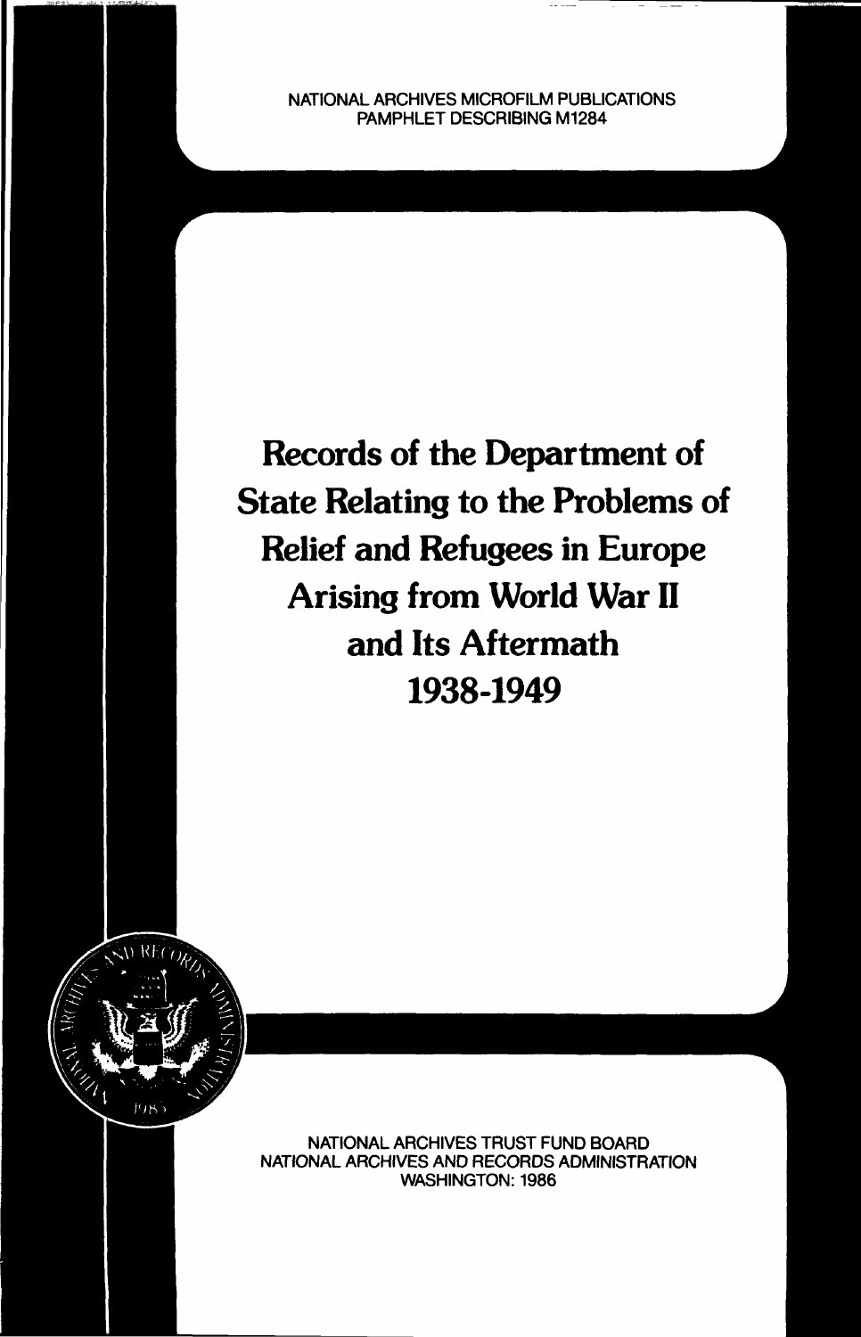NATIONAL ARCHIVES MICROFILM PUBLICATIONS
PAMPHLET DESCRIBING M1284

# Records of the Department of State Relating to the Problems of Relief and Refugees in Europe Arising from World War II and Its Aftermath 1938-1949

NATIONAL ARCHIVES TRUST FUND BOARD
NATIONAL ARCHIVES AND RECORDS ADMINISTRATION
WASHINGTON: 1986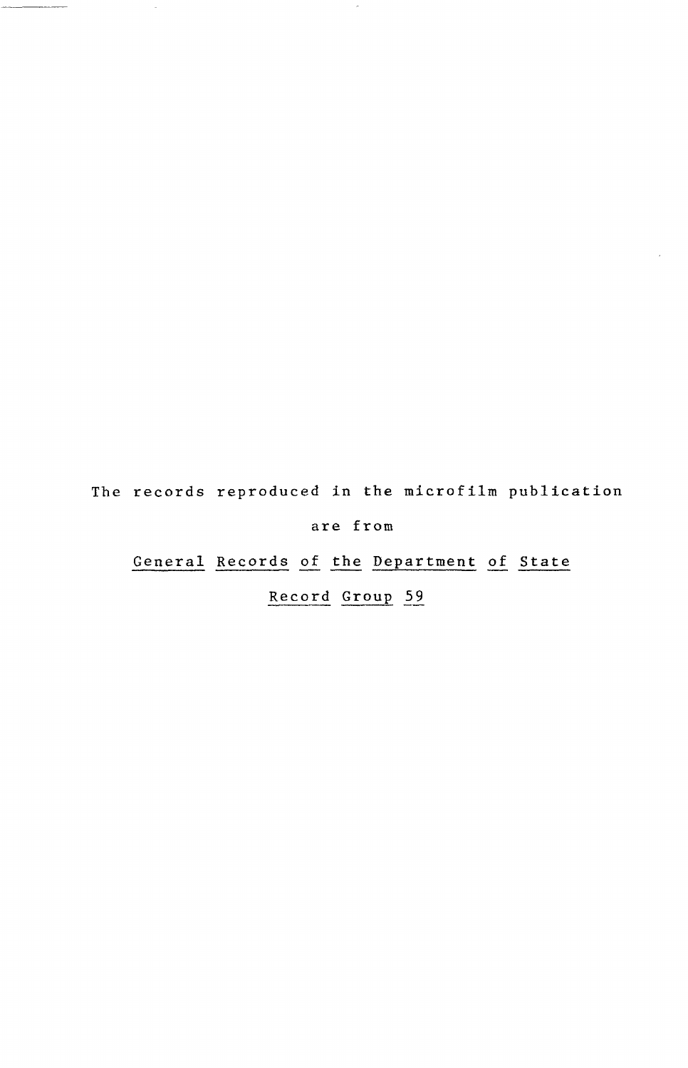The records reproduced in the microfilm publication

are from

General Records of the Department of State

Record Group 59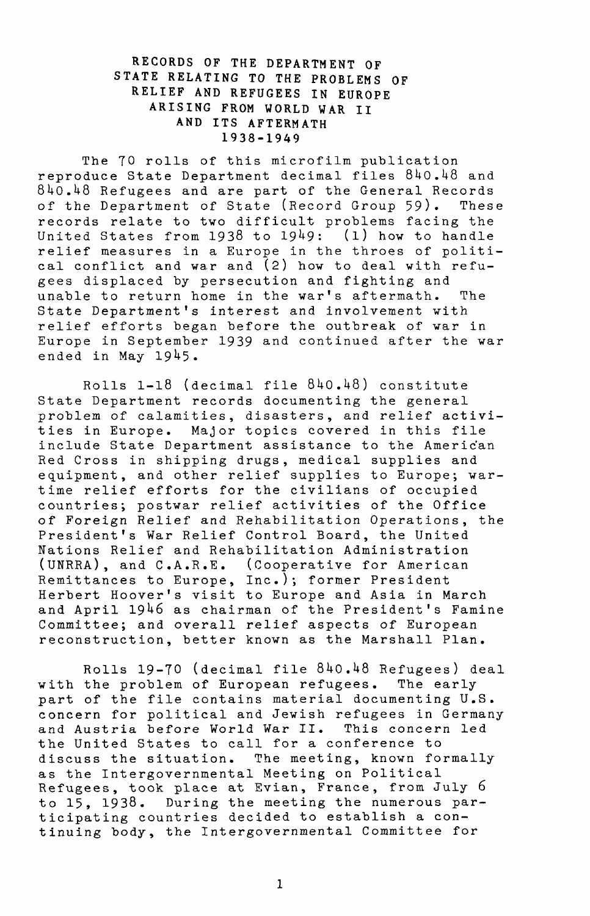# RECORDS OF THE DEPARTMENT OF STATE RELATING TO THE PROBLEMS OF RELIEF AND REFUGEES IN EUROPE ARISING FROM WORLD WAR II AND ITS AFTERMATH 1938-1949

The 70 rolls of this microfilm publication reproduce State Department decimal files 840.48 and 840.48 Refugees and are part of the General Records of the Department of State (Record Group 59). These records relate to two difficult problems facing the United States from 1938 to 1949: (1) how to handle relief measures in a Europe in the throes of political conflict and war and (2) how to deal with refugees displaced by persecution and fighting and unable to return home in the war's aftermath. The State Department's interest and involvement with relief efforts began before the outbreak of war in Europe in September 1939 and continued after the war ended in May 1945.

Rolls 1-18 (decimal file 840.48) constitute State Department records documenting the general problem of calamities, disasters, and relief activities in Europe. Major topics covered in this file include State Department assistance to the American Red Cross in shipping drugs, medical supplies and equipment, and other relief supplies to Europe; wartime relief efforts for the civilians of occupied countries; postwar relief activities of the Office of Foreign Relief and Rehabilitation Operations, the President's War Relief Control Board, the United Nations Relief and Rehabilitation Administration (UNRRA), and C.A.R.E. (Cooperative for American Remittances to Europe, Inc.); former President Herbert Hoover's visit to Europe and Asia in March and April 1946 as chairman of the President's Famine Committee; and overall relief aspects of European reconstruction, better known as the Marshall Plan.

Rolls 19-70 (decimal file 840.48 Refugees) deal with the problem of European refugees. The early part of the file contains material documenting U.S. concern for political and Jewish refugees in Germany and Austria before World War II. This concern led the United States to call for a conference to discuss the situation. The meeting, known formally as the Intergovernmental Meeting on Political Refugees, took place at Evian, France, from July 6 to 15, 1938. During the meeting the numerous participating countries decided to establish a continuing body, the Intergovernmental Committee for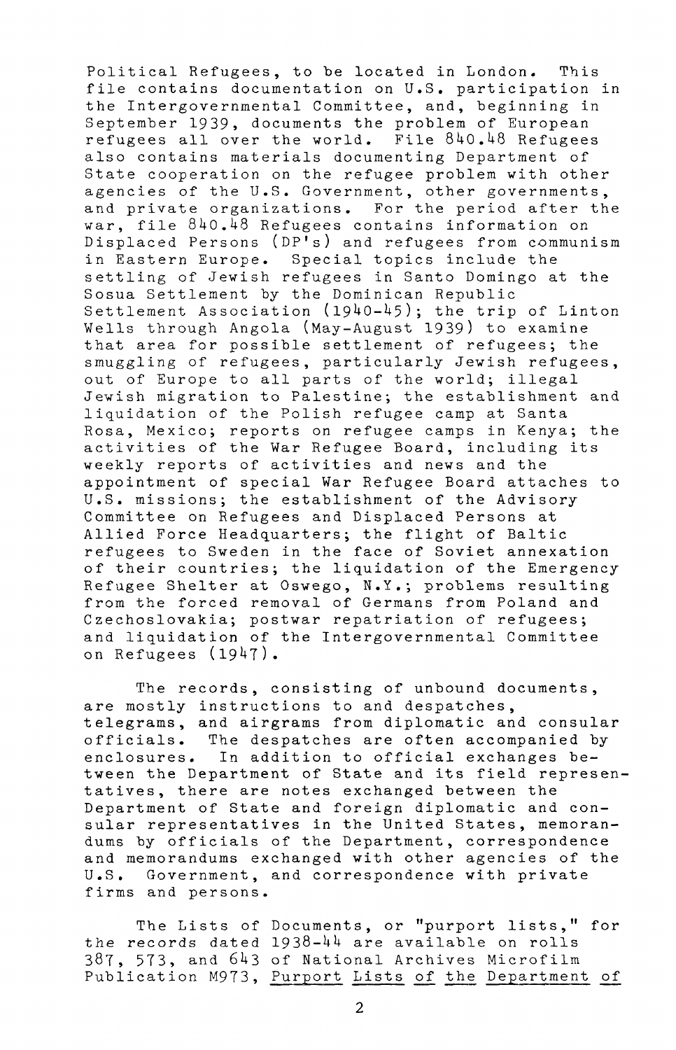Political Refugees, to be located in London. This file contains documentation on U.S. participation in the Intergovernmental Committee, and, beginning in September 1939, documents the problem of European refugees all over the world. File 840.48 Refugees also contains materials documenting Department of State cooperation on the refugee problem with other agencies of the U.S. Government, other governments, and private organizations. For the period after the war, file 840.48 Refugees contains information on Displaced Persons (DP's) and refugees from communism in Eastern Europe. Special topics include the settling of Jewish refugees in Santo Domingo at the Sosua Settlement by the Dominican Republic Settlement Association (1940-45); the trip of Linton Wells through Angola (May-August 1939) to examine that area for possible settlement of refugees; the smuggling of refugees, particularly Jewish refugees, out of Europe to all parts of the world; illegal Jewish migration to Palestine; the establishment and liquidation of the Polish refugee camp at Santa Rosa, Mexico; reports on refugee camps in Kenya; the activities of the War Refugee Board, including its weekly reports of activities and news and the appointment of special War Refugee Board attaches to U.S. missions; the establishment of the Advisory Committee on Refugees and Displaced Persons at Allied Force Headquarters; the flight of Baltic refugees to Sweden in the face of Soviet annexation of their countries; the liquidation of the Emergency Refugee Shelter at Oswego, N.Y.; problems resulting from the forced removal of Germans from Poland and Czechoslovakia; postwar repatriation of refugees; and liquidation of the Intergovernmental Committee on Refugees (1947).

The records, consisting of unbound documents, are mostly instructions to and despatches, telegrams, and airgrams from diplomatic and consular officials. The despatches are often accompanied by enclosures. In addition to official exchanges between the Department of State and its field representatives, there are notes exchanged between the Department of State and foreign diplomatic and consular representatives in the United States, memorandums by officials of the Department, correspondence and memorandums exchanged with other agencies of the U.S. Government, and correspondence with private firms and persons.

The Lists of Documents, or "purport lists," for the records dated 1938-44 are available on rolls 387, 573, and 643 of National Archives Microfilm Publication M973, Purport Lists of the Department of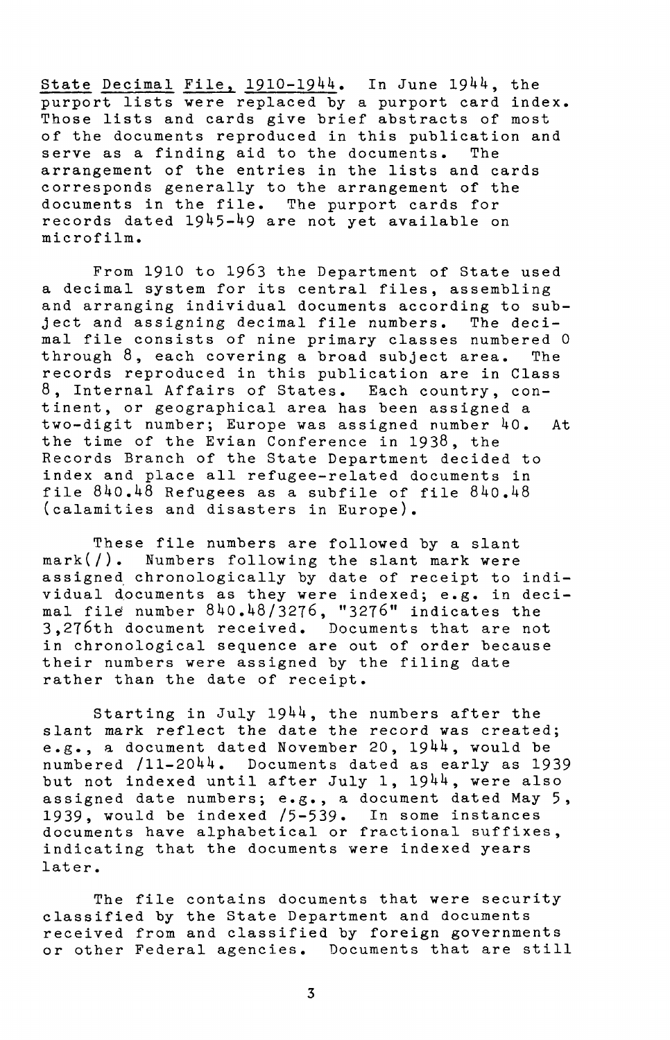State Decimal File, 1910-1944. In June 1944, the purport lists were replaced by a purport card index. Those lists and cards give brief abstracts of most of the documents reproduced in this publication and serve as a finding aid to the documents. The arrangement of the entries in the lists and cards corresponds generally to the arrangement of the documents in the file. The purport cards for records dated 1945-49 are not yet available on microfilm.

From 1910 to 1963 the Department of State used a decimal system for its central files, assembling and arranging individual documents according to subject and assigning decimal file numbers. The decimal file consists of nine primary classes numbered 0 through 8, each covering a broad subject area. The records reproduced in this publication are in Class 8, Internal Affairs of States. Each country, continent, or geographical area has been assigned a two-digit number; Europe was assigned number 40. At the time of the Evian Conference in 1938, the Records Branch of the State Department decided to index and place all refugee-related documents in file 840.48 Refugees as a subfile of file 840.48 (calamities and disasters in Europe).

These file numbers are followed by a slant mark(/). Numbers following the slant mark were assigned chronologically by date of receipt to individual documents as they were indexed; e.g. in decimal file number 840.48/3276, "3276" indicates the 3,276th document received. Documents that are not in chronological sequence are out of order because their numbers were assigned by the filing date rather than the date of receipt.

Starting in July 1944, the numbers after the slant mark reflect the date the record was created; e.g., a document dated November 20, 1944, would be numbered /11-2044. Documents dated as early as 1939 but not indexed until after July 1, 1944, were also assigned date numbers; e.g., a document dated May 5, 1939, would be indexed /5-539. In some instances documents have alphabetical or fractional suffixes, indicating that the documents were indexed years later.

The file contains documents that were security classified by the State Department and documents received from and classified by foreign governments or other Federal agencies. Documents that are still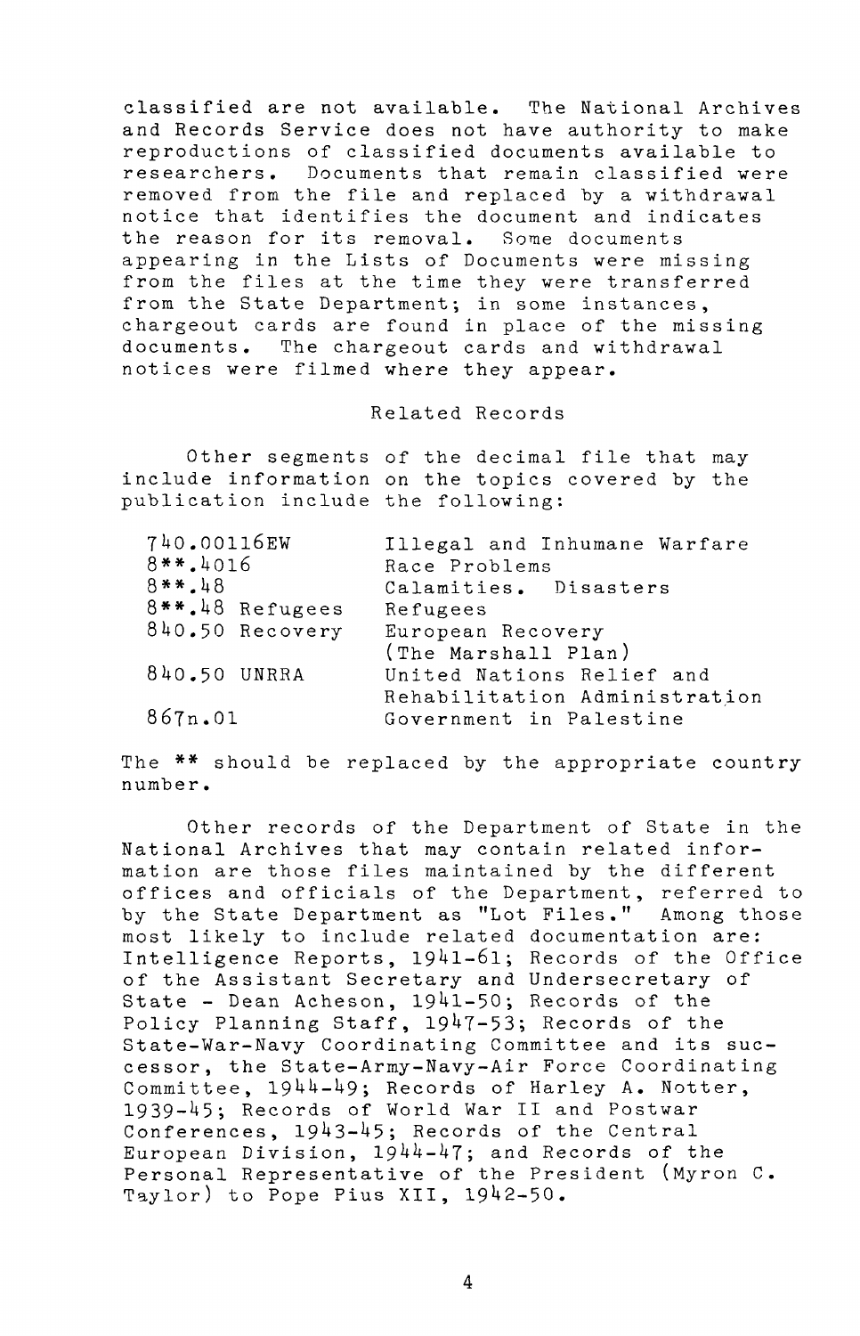classified are not available. The National Archives and Records Service does not have authority to make reproductions of classified documents available to researchers. Documents that remain classified were removed from the file and replaced by a withdrawal notice that identifies the document and indicates the reason for its removal. Some documents appearing in the Lists of Documents were missing from the files at the time they were transferred from the State Department; in some instances, chargeout cards are found in place of the missing documents. The chargeout cards and withdrawal notices were filmed where they appear.

## Related Records

Other segments of the decimal file that may include information on the topics covered by the publication include the following:

| | |
|---|---|
| 740.00116EW | Illegal and Inhumane Warfare |
| 8**.4016 | Race Problems |
| 8**.48 | Calamities. Disasters |
| 8**.48 Refugees | Refugees |
| 840.50 Recovery | European Recovery (The Marshall Plan) |
| 840.50 UNRRA | United Nations Relief and Rehabilitation Administration |
| 867n.01 | Government in Palestine |

The ** should be replaced by the appropriate country number.

Other records of the Department of State in the National Archives that may contain related information are those files maintained by the different offices and officials of the Department, referred to by the State Department as "Lot Files." Among those most likely to include related documentation are: Intelligence Reports, 1941-61; Records of the Office of the Assistant Secretary and Undersecretary of State - Dean Acheson, 1941-50; Records of the Policy Planning Staff, 1947-53; Records of the State-War-Navy Coordinating Committee and its successor, the State-Army-Navy-Air Force Coordinating Committee, 1944-49; Records of Harley A. Notter, 1939-45; Records of World War II and Postwar Conferences, 1943-45; Records of the Central European Division, 1944-47; and Records of the Personal Representative of the President (Myron C. Taylor) to Pope Pius XII, 1942-50.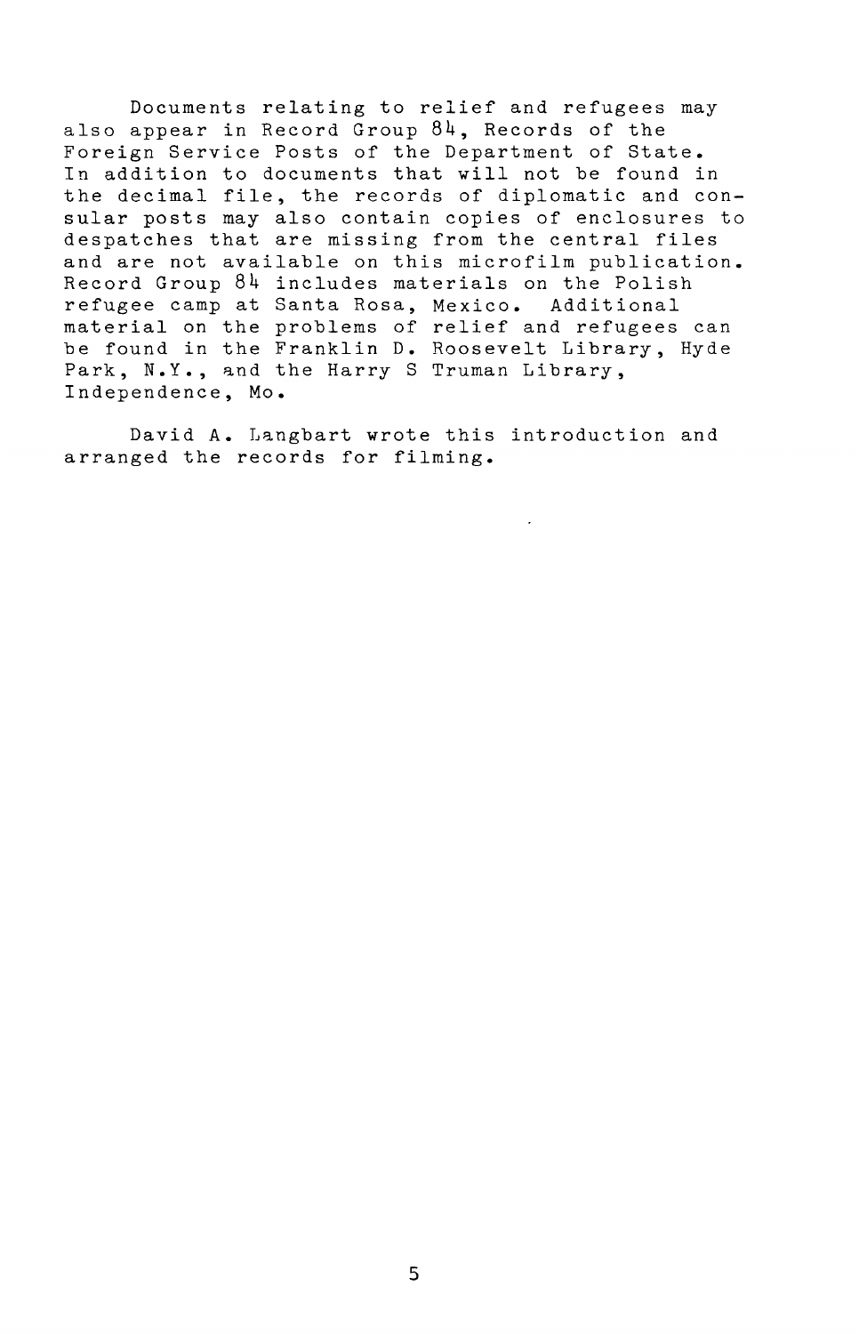Documents relating to relief and refugees may also appear in Record Group 84, Records of the Foreign Service Posts of the Department of State. In addition to documents that will not be found in the decimal file, the records of diplomatic and consular posts may also contain copies of enclosures to despatches that are missing from the central files and are not available on this microfilm publication. Record Group 84 includes materials on the Polish refugee camp at Santa Rosa, Mexico. Additional material on the problems of relief and refugees can be found in the Franklin D. Roosevelt Library, Hyde Park, N.Y., and the Harry S Truman Library, Independence, Mo.

David A. Langbart wrote this introduction and arranged the records for filming.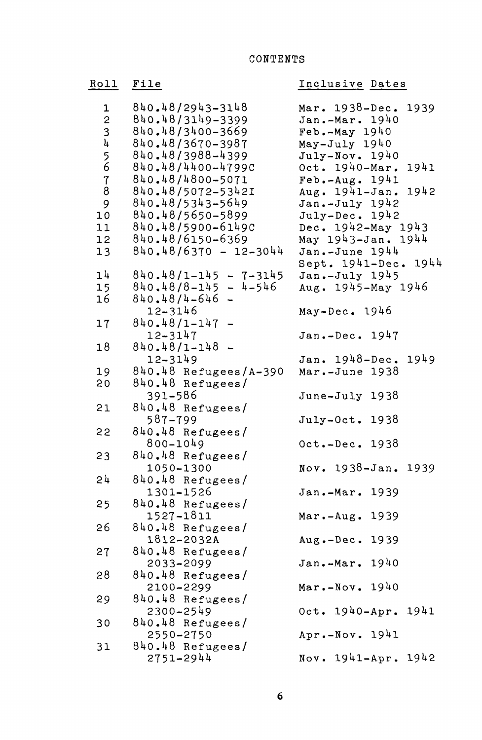# CONTENTS

| Roll | File | Inclusive Dates |
|---|---|---|
| 1 | 840.48/2943-3148 | Mar. 1938-Dec. 1939 |
| 2 | 840.48/3149-3399 | Jan.-Mar. 1940 |
| 3 | 840.48/3400-3669 | Feb.-May 1940 |
| 4 | 840.48/3670-3987 | May-July 1940 |
| 5 | 840.48/3988-4399 | July-Nov. 1940 |
| 6 | 840.48/4400-4799C | Oct. 1940-Mar. 1941 |
| 7 | 840.48/4800-5071 | Feb.-Aug. 1941 |
| 8 | 840.48/5072-5342I | Aug. 1941-Jan. 1942 |
| 9 | 840.48/5343-5649 | Jan.-July 1942 |
| 10 | 840.48/5650-5899 | July-Dec. 1942 |
| 11 | 840.48/5900-6149C | Dec. 1942-May 1943 |
| 12 | 840.48/6150-6369 | May 1943-Jan. 1944 |
| 13 | 840.48/6370 - 12-3044 | Jan.-June 1944<br>Sept. 1941-Dec. 1944 |
| 14 | 840.48/1-145 - 7-3145 | Jan.-July 1945 |
| 15 | 840.48/8-145 - 4-546 | Aug. 1945-May 1946 |
| 16 | 840.48/4-646 - 12-3146 | May-Dec. 1946 |
| 17 | 840.48/1-147 - 12-3147 | Jan.-Dec. 1947 |
| 18 | 840.48/1-148 - 12-3149 | Jan. 1948-Dec. 1949 |
| 19 | 840.48 Refugees/A-390 | Mar.-June 1938 |
| 20 | 840.48 Refugees/ 391-586 | June-July 1938 |
| 21 | 840.48 Refugees/ 587-799 | July-Oct. 1938 |
| 22 | 840.48 Refugees/ 800-1049 | Oct.-Dec. 1938 |
| 23 | 840.48 Refugees/ 1050-1300 | Nov. 1938-Jan. 1939 |
| 24 | 840.48 Refugees/ 1301-1526 | Jan.-Mar. 1939 |
| 25 | 840.48 Refugees/ 1527-1811 | Mar.-Aug. 1939 |
| 26 | 840.48 Refugees/ 1812-2032A | Aug.-Dec. 1939 |
| 27 | 840.48 Refugees/ 2033-2099 | Jan.-Mar. 1940 |
| 28 | 840.48 Refugees/ 2100-2299 | Mar.-Nov. 1940 |
| 29 | 840.48 Refugees/ 2300-2549 | Oct. 1940-Apr. 1941 |
| 30 | 840.48 Refugees/ 2550-2750 | Apr.-Nov. 1941 |
| 31 | 840.48 Refugees/ 2751-2944 | Nov. 1941-Apr. 1942 |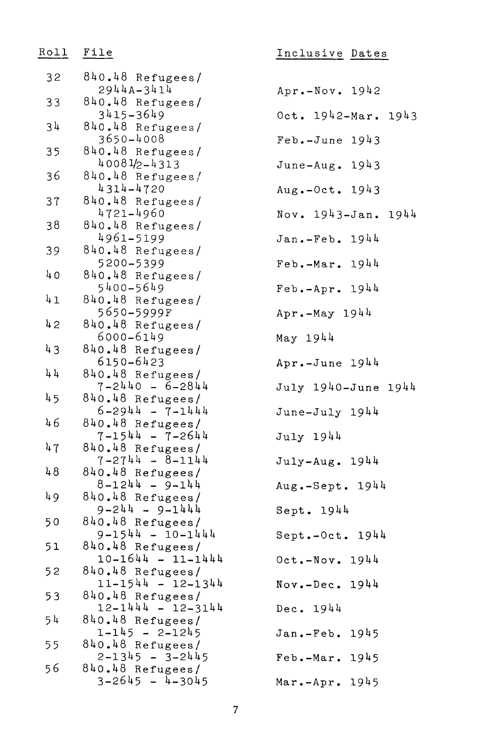| Roll | File | Inclusive Dates |
|---|---|---|
| 32 | 840.48 Refugees/ 2944A-3414 | Apr.-Nov. 1942 |
| 33 | 840.48 Refugees/ 3415-3649 | Oct. 1942-Mar. 1943 |
| 34 | 840.48 Refugees/ 3650-4008 | Feb.-June 1943 |
| 35 | 840.48 Refugees/ 4008½-4313 | June-Aug. 1943 |
| 36 | 840.48 Refugees/ 4314-4720 | Aug.-Oct. 1943 |
| 37 | 840.48 Refugees/ 4721-4960 | Nov. 1943-Jan. 1944 |
| 38 | 840.48 Refugees/ 4961-5199 | Jan.-Feb. 1944 |
| 39 | 840.48 Refugees/ 5200-5399 | Feb.-Mar. 1944 |
| 40 | 840.48 Refugees/ 5400-5649 | Feb.-Apr. 1944 |
| 41 | 840.48 Refugees/ 5650-5999F | Apr.-May 1944 |
| 42 | 840.48 Refugees/ 6000-6149 | May 1944 |
| 43 | 840.48 Refugees/ 6150-6423 | Apr.-June 1944 |
| 44 | 840.48 Refugees/ 7-2440 - 6-2844 | July 1940-June 1944 |
| 45 | 840.48 Refugees/ 6-2944 - 7-1444 | June-July 1944 |
| 46 | 840.48 Refugees/ 7-1544 - 7-2644 | July 1944 |
| 47 | 840.48 Refugees/ 7-2744 - 8-1144 | July-Aug. 1944 |
| 48 | 840.48 Refugees/ 8-1244 - 9-144 | Aug.-Sept. 1944 |
| 49 | 840.48 Refugees/ 9-244 - 9-1444 | Sept. 1944 |
| 50 | 840.48 Refugees/ 9-1544 - 10-1444 | Sept.-Oct. 1944 |
| 51 | 840.48 Refugees/ 10-1644 - 11-1444 | Oct.-Nov. 1944 |
| 52 | 840.48 Refugees/ 11-1544 - 12-1344 | Nov.-Dec. 1944 |
| 53 | 840.48 Refugees/ 12-1444 - 12-3144 | Dec. 1944 |
| 54 | 840.48 Refugees/ 1-145 - 2-1245 | Jan.-Feb. 1945 |
| 55 | 840.48 Refugees/ 2-1345 - 3-2445 | Feb.-Mar. 1945 |
| 56 | 840.48 Refugees/ 3-2645 - 4-3045 | Mar.-Apr. 1945 |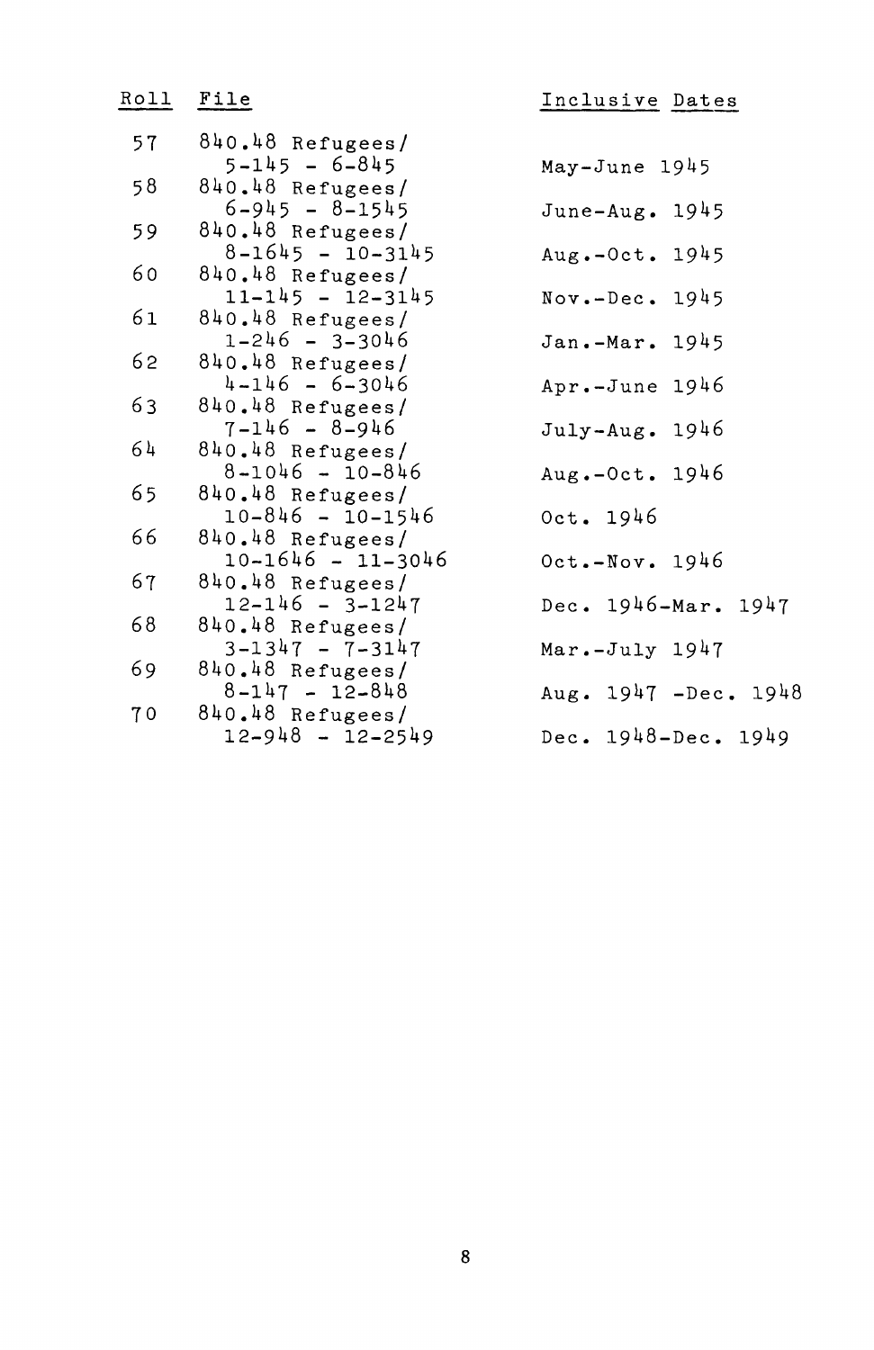| Roll | File | Inclusive Dates |
|---|---|---|
| 57 | 840.48 Refugees/ 5-145 - 6-845 | May-June 1945 |
| 58 | 840.48 Refugees/ 6-945 - 8-1545 | June-Aug. 1945 |
| 59 | 840.48 Refugees/ 8-1645 - 10-3145 | Aug.-Oct. 1945 |
| 60 | 840.48 Refugees/ 11-145 - 12-3145 | Nov.-Dec. 1945 |
| 61 | 840.48 Refugees/ 1-246 - 3-3046 | Jan.-Mar. 1945 |
| 62 | 840.48 Refugees/ 4-146 - 6-3046 | Apr.-June 1946 |
| 63 | 840.48 Refugees/ 7-146 - 8-946 | July-Aug. 1946 |
| 64 | 840.48 Refugees/ 8-1046 - 10-846 | Aug.-Oct. 1946 |
| 65 | 840.48 Refugees/ 10-846 - 10-1546 | Oct. 1946 |
| 66 | 840.48 Refugees/ 10-1646 - 11-3046 | Oct.-Nov. 1946 |
| 67 | 840.48 Refugees/ 12-146 - 3-1247 | Dec. 1946-Mar. 1947 |
| 68 | 840.48 Refugees/ 3-1347 - 7-3147 | Mar.-July 1947 |
| 69 | 840.48 Refugees/ 8-147 - 12-848 | Aug. 1947 -Dec. 1948 |
| 70 | 840.48 Refugees/ 12-948 - 12-2549 | Dec. 1948-Dec. 1949 |